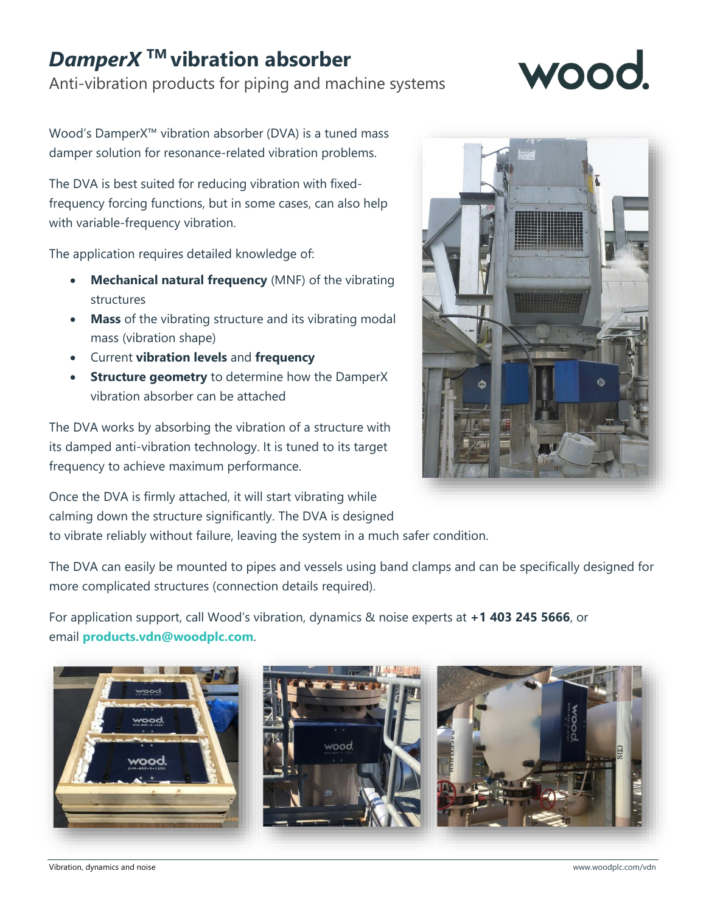# *DamperX* ™ vibration absorber

Anti-vibration products for piping and machine systems

Wood's DamperX™ vibration absorber (DVA) is a tuned mass damper solution for resonance-related vibration problems.

The DVA is best suited for reducing vibration with fixed-frequency forcing functions, but in some cases, can also help with variable-frequency vibration.

The application requires detailed knowledge of:

- **Mechanical natural frequency** (MNF) of the vibrating structures
- **Mass** of the vibrating structure and its vibrating modal mass (vibration shape)
- Current **vibration levels** and **frequency**
- **Structure geometry** to determine how the DamperX vibration absorber can be attached

The DVA works by absorbing the vibration of a structure with its damped anti-vibration technology. It is tuned to its target frequency to achieve maximum performance.

Once the DVA is firmly attached, it will start vibrating while calming down the structure significantly. The DVA is designed to vibrate reliably without failure, leaving the system in a much safer condition.

The DVA can easily be mounted to pipes and vessels using band clamps and can be specifically designed for more complicated structures (connection details required).

For application support, call Wood's vibration, dynamics & noise experts at **+1 403 245 5666**, or email **products.vdn@woodplc.com**.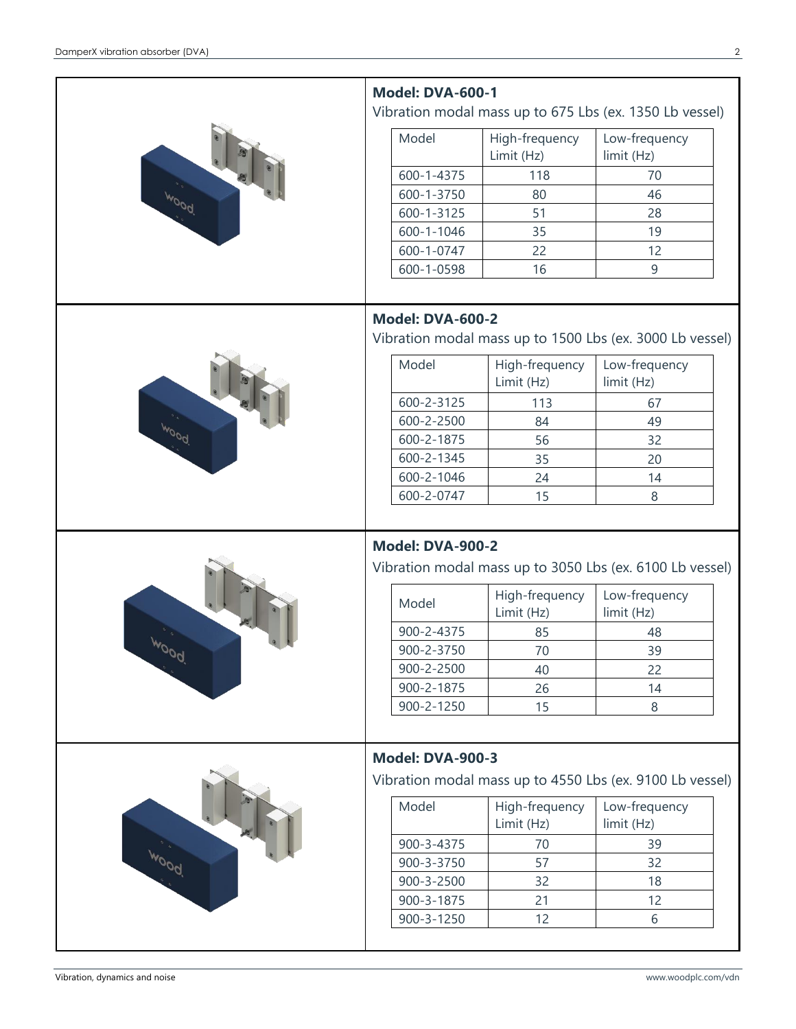**Model: DVA-600-1**

Vibration modal mass up to 675 Lbs (ex. 1350 Lb vessel)

| Model | High-frequency Limit (Hz) | Low-frequency limit (Hz) |
|---|---|---|
| 600-1-4375 | 118 | 70 |
| 600-1-3750 | 80 | 46 |
| 600-1-3125 | 51 | 28 |
| 600-1-1046 | 35 | 19 |
| 600-1-0747 | 22 | 12 |
| 600-1-0598 | 16 | 9 |

**Model: DVA-600-2**

Vibration modal mass up to 1500 Lbs (ex. 3000 Lb vessel)

| Model | High-frequency Limit (Hz) | Low-frequency limit (Hz) |
|---|---|---|
| 600-2-3125 | 113 | 67 |
| 600-2-2500 | 84 | 49 |
| 600-2-1875 | 56 | 32 |
| 600-2-1345 | 35 | 20 |
| 600-2-1046 | 24 | 14 |
| 600-2-0747 | 15 | 8 |

**Model: DVA-900-2**

Vibration modal mass up to 3050 Lbs (ex. 6100 Lb vessel)

| Model | High-frequency Limit (Hz) | Low-frequency limit (Hz) |
|---|---|---|
| 900-2-4375 | 85 | 48 |
| 900-2-3750 | 70 | 39 |
| 900-2-2500 | 40 | 22 |
| 900-2-1875 | 26 | 14 |
| 900-2-1250 | 15 | 8 |

**Model: DVA-900-3**

Vibration modal mass up to 4550 Lbs (ex. 9100 Lb vessel)

| Model | High-frequency Limit (Hz) | Low-frequency limit (Hz) |
|---|---|---|
| 900-3-4375 | 70 | 39 |
| 900-3-3750 | 57 | 32 |
| 900-3-2500 | 32 | 18 |
| 900-3-1875 | 21 | 12 |
| 900-3-1250 | 12 | 6 |